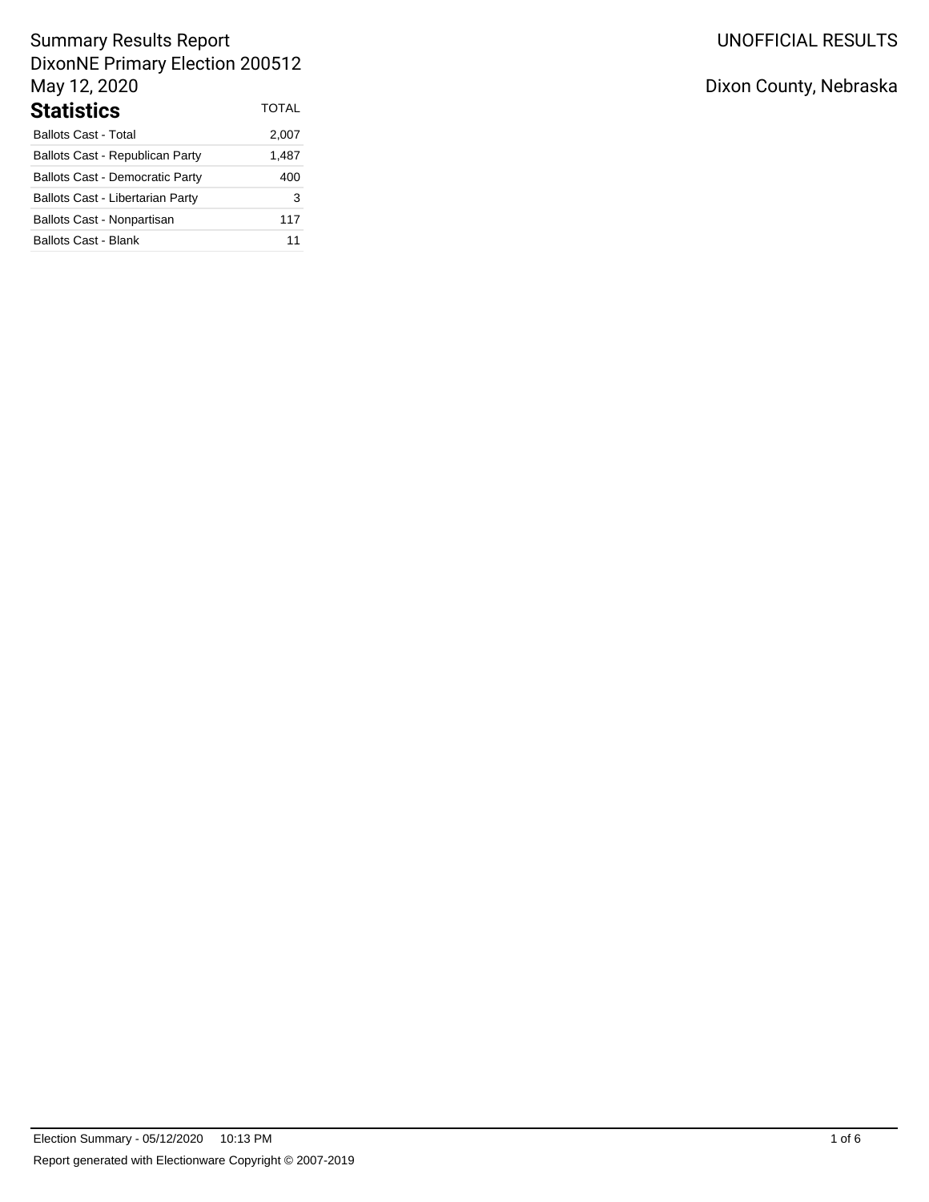Summary Results Report
DixonNE Primary Election 200512
May 12, 2020

UNOFFICIAL RESULTS

Dixon County, Nebraska

## Statistics

| Statistics | TOTAL |
|---|---|
| Ballots Cast - Total | 2,007 |
| Ballots Cast - Republican Party | 1,487 |
| Ballots Cast - Democratic Party | 400 |
| Ballots Cast - Libertarian Party | 3 |
| Ballots Cast - Nonpartisan | 117 |
| Ballots Cast - Blank | 11 |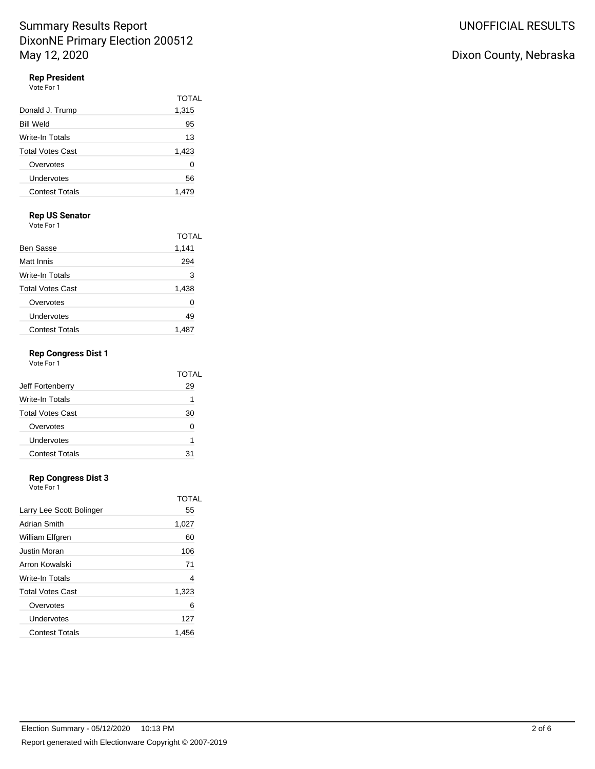Summary Results Report
DixonNE Primary Election 200512
May 12, 2020

UNOFFICIAL RESULTS

Dixon County, Nebraska

### Rep President

Vote For 1

| | TOTAL |
|---|---|
| Donald J. Trump | 1,315 |
| Bill Weld | 95 |
| Write-In Totals | 13 |
| Total Votes Cast | 1,423 |
| Overvotes | 0 |
| Undervotes | 56 |
| Contest Totals | 1,479 |

### Rep US Senator

Vote For 1

| | TOTAL |
|---|---|
| Ben Sasse | 1,141 |
| Matt Innis | 294 |
| Write-In Totals | 3 |
| Total Votes Cast | 1,438 |
| Overvotes | 0 |
| Undervotes | 49 |
| Contest Totals | 1,487 |

### Rep Congress Dist 1

Vote For 1

| | TOTAL |
|---|---|
| Jeff Fortenberry | 29 |
| Write-In Totals | 1 |
| Total Votes Cast | 30 |
| Overvotes | 0 |
| Undervotes | 1 |
| Contest Totals | 31 |

### Rep Congress Dist 3

Vote For 1

| | TOTAL |
|---|---|
| Larry Lee Scott Bolinger | 55 |
| Adrian Smith | 1,027 |
| William Elfgren | 60 |
| Justin Moran | 106 |
| Arron Kowalski | 71 |
| Write-In Totals | 4 |
| Total Votes Cast | 1,323 |
| Overvotes | 6 |
| Undervotes | 127 |
| Contest Totals | 1,456 |

Election Summary - 05/12/2020 10:13 PM

Report generated with Electionware Copyright © 2007-2019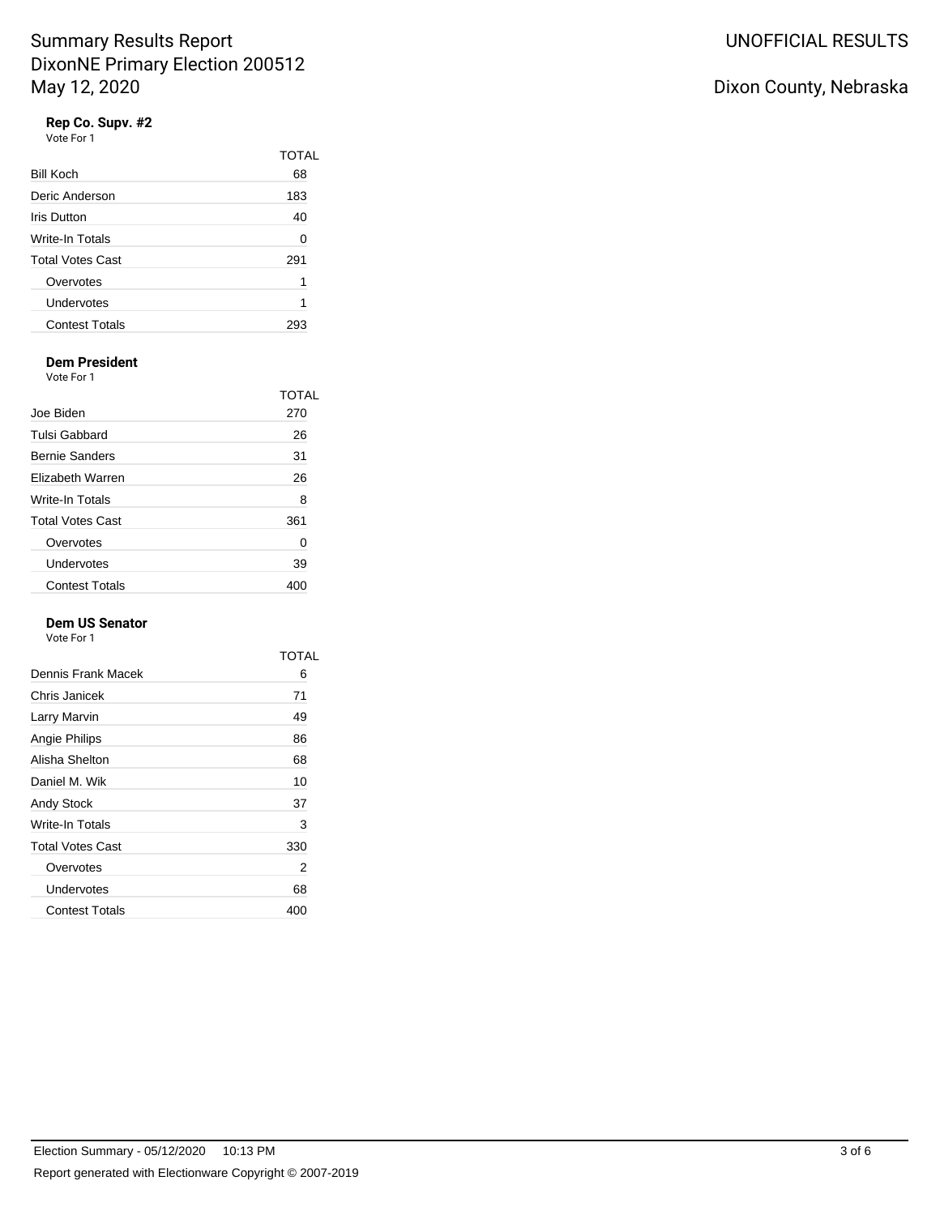# Summary Results Report
## DixonNE Primary Election 200512
## May 12, 2020

UNOFFICIAL RESULTS

Dixon County, Nebraska

### Rep Co. Supv. #2

Vote For 1

| | TOTAL |
|---|---|
| Bill Koch | 68 |
| Deric Anderson | 183 |
| Iris Dutton | 40 |
| Write-In Totals | 0 |
| Total Votes Cast | 291 |
| Overvotes | 1 |
| Undervotes | 1 |
| Contest Totals | 293 |

### Dem President

Vote For 1

| | TOTAL |
|---|---|
| Joe Biden | 270 |
| Tulsi Gabbard | 26 |
| Bernie Sanders | 31 |
| Elizabeth Warren | 26 |
| Write-In Totals | 8 |
| Total Votes Cast | 361 |
| Overvotes | 0 |
| Undervotes | 39 |
| Contest Totals | 400 |

### Dem US Senator

Vote For 1

| | TOTAL |
|---|---|
| Dennis Frank Macek | 6 |
| Chris Janicek | 71 |
| Larry Marvin | 49 |
| Angie Philips | 86 |
| Alisha Shelton | 68 |
| Daniel M. Wik | 10 |
| Andy Stock | 37 |
| Write-In Totals | 3 |
| Total Votes Cast | 330 |
| Overvotes | 2 |
| Undervotes | 68 |
| Contest Totals | 400 |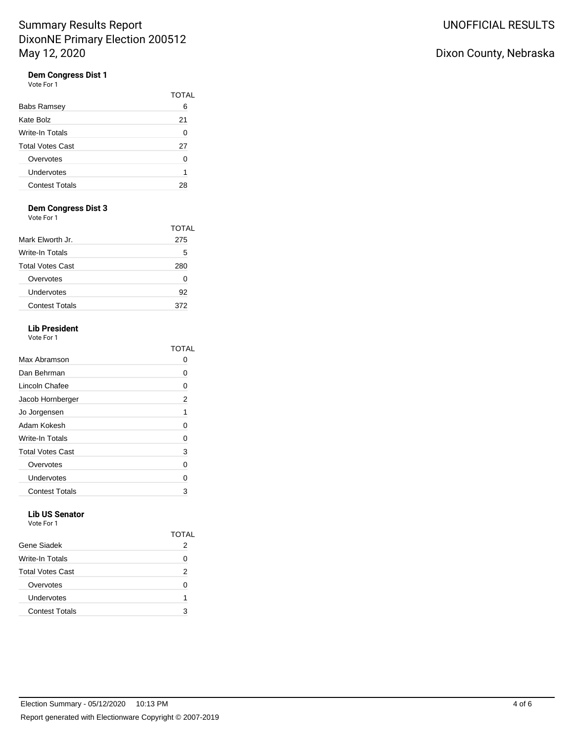# Summary Results Report
DixonNE Primary Election 200512
May 12, 2020

UNOFFICIAL RESULTS

Dixon County, Nebraska

### Dem Congress Dist 1
Vote For 1

| | TOTAL |
|---|---|
| Babs Ramsey | 6 |
| Kate Bolz | 21 |
| Write-In Totals | 0 |
| Total Votes Cast | 27 |
| Overvotes | 0 |
| Undervotes | 1 |
| Contest Totals | 28 |

### Dem Congress Dist 3
Vote For 1

| | TOTAL |
|---|---|
| Mark Elworth Jr. | 275 |
| Write-In Totals | 5 |
| Total Votes Cast | 280 |
| Overvotes | 0 |
| Undervotes | 92 |
| Contest Totals | 372 |

### Lib President
Vote For 1

| | TOTAL |
|---|---|
| Max Abramson | 0 |
| Dan Behrman | 0 |
| Lincoln Chafee | 0 |
| Jacob Hornberger | 2 |
| Jo Jorgensen | 1 |
| Adam Kokesh | 0 |
| Write-In Totals | 0 |
| Total Votes Cast | 3 |
| Overvotes | 0 |
| Undervotes | 0 |
| Contest Totals | 3 |

### Lib US Senator
Vote For 1

| | TOTAL |
|---|---|
| Gene Siadek | 2 |
| Write-In Totals | 0 |
| Total Votes Cast | 2 |
| Overvotes | 0 |
| Undervotes | 1 |
| Contest Totals | 3 |

Election Summary - 05/12/2020 10:13 PM

Report generated with Electionware Copyright © 2007-2019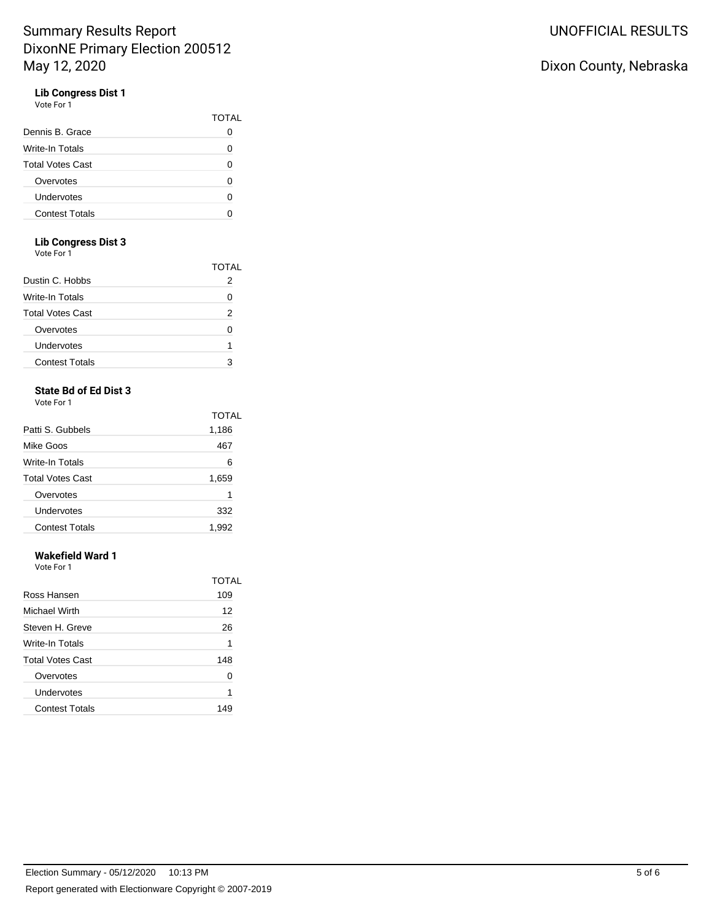# Summary Results Report
DixonNE Primary Election 200512
May 12, 2020

UNOFFICIAL RESULTS

Dixon County, Nebraska

### Lib Congress Dist 1

Vote For 1

| | TOTAL |
|---|---|
| Dennis B. Grace | 0 |
| Write-In Totals | 0 |
| Total Votes Cast | 0 |
| Overvotes | 0 |
| Undervotes | 0 |
| Contest Totals | 0 |

### Lib Congress Dist 3

Vote For 1

| | TOTAL |
|---|---|
| Dustin C. Hobbs | 2 |
| Write-In Totals | 0 |
| Total Votes Cast | 2 |
| Overvotes | 0 |
| Undervotes | 1 |
| Contest Totals | 3 |

### State Bd of Ed Dist 3

Vote For 1

| | TOTAL |
|---|---|
| Patti S. Gubbels | 1,186 |
| Mike Goos | 467 |
| Write-In Totals | 6 |
| Total Votes Cast | 1,659 |
| Overvotes | 1 |
| Undervotes | 332 |
| Contest Totals | 1,992 |

### Wakefield Ward 1

Vote For 1

| | TOTAL |
|---|---|
| Ross Hansen | 109 |
| Michael Wirth | 12 |
| Steven H. Greve | 26 |
| Write-In Totals | 1 |
| Total Votes Cast | 148 |
| Overvotes | 0 |
| Undervotes | 1 |
| Contest Totals | 149 |

Election Summary - 05/12/2020 10:13 PM

Report generated with Electionware Copyright © 2007-2019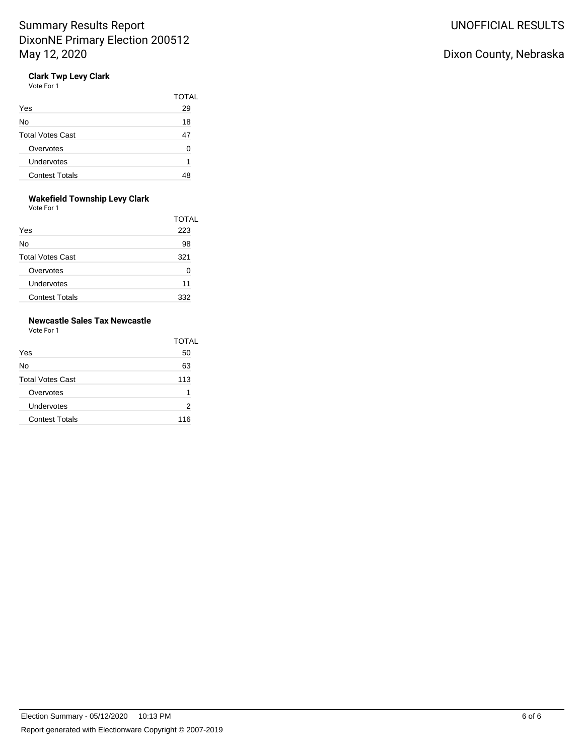# Summary Results Report
# DixonNE Primary Election 200512
# May 12, 2020

UNOFFICIAL RESULTS

Dixon County, Nebraska

### Clark Twp Levy Clark

Vote For 1

| | TOTAL |
|---|---|
| Yes | 29 |
| No | 18 |
| Total Votes Cast | 47 |
| Overvotes | 0 |
| Undervotes | 1 |
| Contest Totals | 48 |

### Wakefield Township Levy Clark

Vote For 1

| | TOTAL |
|---|---|
| Yes | 223 |
| No | 98 |
| Total Votes Cast | 321 |
| Overvotes | 0 |
| Undervotes | 11 |
| Contest Totals | 332 |

### Newcastle Sales Tax Newcastle

Vote For 1

| | TOTAL |
|---|---|
| Yes | 50 |
| No | 63 |
| Total Votes Cast | 113 |
| Overvotes | 1 |
| Undervotes | 2 |
| Contest Totals | 116 |

Election Summary - 05/12/2020 10:13 PM

Report generated with Electionware Copyright © 2007-2019